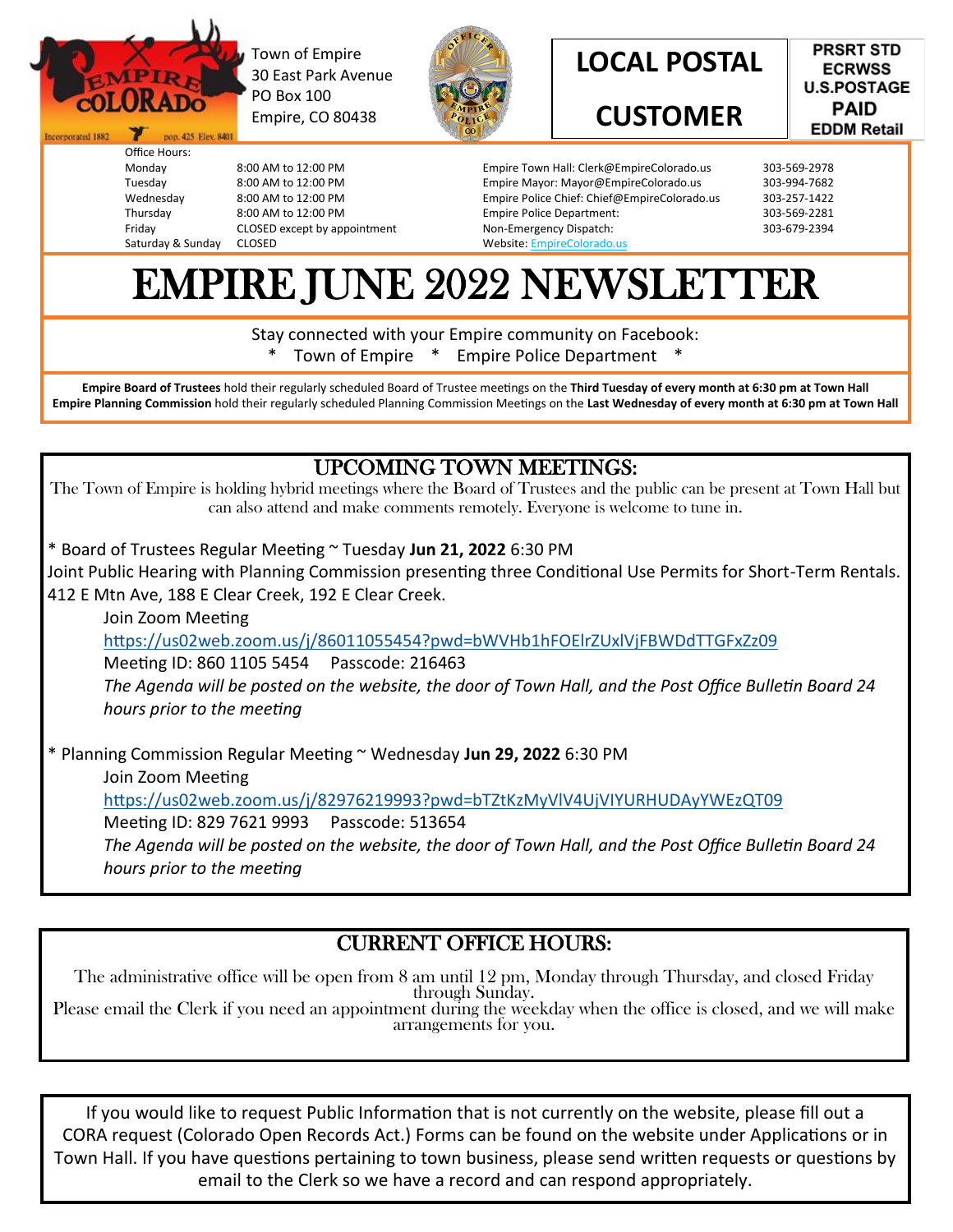Town of Empire
30 East Park Avenue
PO Box 100
Empire, CO 80438

**LOCAL POSTAL CUSTOMER**

PRSRT STD
ECRWSS
U.S.POSTAGE
PAID
EDDM Retail

Office Hours:

| | |
|---|---|
| Monday | 8:00 AM to 12:00 PM |
| Tuesday | 8:00 AM to 12:00 PM |
| Wednesday | 8:00 AM to 12:00 PM |
| Thursday | 8:00 AM to 12:00 PM |
| Friday | CLOSED except by appointment |
| Saturday & Sunday | CLOSED |

| | |
|---|---|
| Empire Town Hall: Clerk@EmpireColorado.us | 303-569-2978 |
| Empire Mayor: Mayor@EmpireColorado.us | 303-994-7682 |
| Empire Police Chief: Chief@EmpireColorado.us | 303-257-1422 |
| Empire Police Department: | 303-569-2281 |
| Non-Emergency Dispatch: | 303-679-2394 |
| Website: EmpireColorado.us | |

# EMPIRE JUNE 2022 NEWSLETTER

Stay connected with your Empire community on Facebook:
\* Town of Empire \* Empire Police Department \*

**Empire Board of Trustees** hold their regularly scheduled Board of Trustee meetings on the **Third Tuesday of every month at 6:30 pm at Town Hall**
**Empire Planning Commission** hold their regularly scheduled Planning Commission Meetings on the **Last Wednesday of every month at 6:30 pm at Town Hall**

## UPCOMING TOWN MEETINGS:

The Town of Empire is holding hybrid meetings where the Board of Trustees and the public can be present at Town Hall but can also attend and make comments remotely. Everyone is welcome to tune in.

\* Board of Trustees Regular Meeting ~ Tuesday **Jun 21, 2022** 6:30 PM
Joint Public Hearing with Planning Commission presenting three Conditional Use Permits for Short-Term Rentals. 412 E Mtn Ave, 188 E Clear Creek, 192 E Clear Creek.

Join Zoom Meeting
https://us02web.zoom.us/j/86011055454?pwd=bWVHb1hFOElrZUxlVjFBWDdTTGFxZz09
Meeting ID: 860 1105 5454 Passcode: 216463
*The Agenda will be posted on the website, the door of Town Hall, and the Post Office Bulletin Board 24 hours prior to the meeting*

\* Planning Commission Regular Meeting ~ Wednesday **Jun 29, 2022** 6:30 PM

Join Zoom Meeting
https://us02web.zoom.us/j/82976219993?pwd=bTZtKzMyVlV4UjVIYURHUDAyYWEzQT09
Meeting ID: 829 7621 9993 Passcode: 513654
*The Agenda will be posted on the website, the door of Town Hall, and the Post Office Bulletin Board 24 hours prior to the meeting*

## CURRENT OFFICE HOURS:

The administrative office will be open from 8 am until 12 pm, Monday through Thursday, and closed Friday through Sunday.
Please email the Clerk if you need an appointment during the weekday when the office is closed, and we will make arrangements for you.

If you would like to request Public Information that is not currently on the website, please fill out a CORA request (Colorado Open Records Act.) Forms can be found on the website under Applications or in Town Hall. If you have questions pertaining to town business, please send written requests or questions by email to the Clerk so we have a record and can respond appropriately.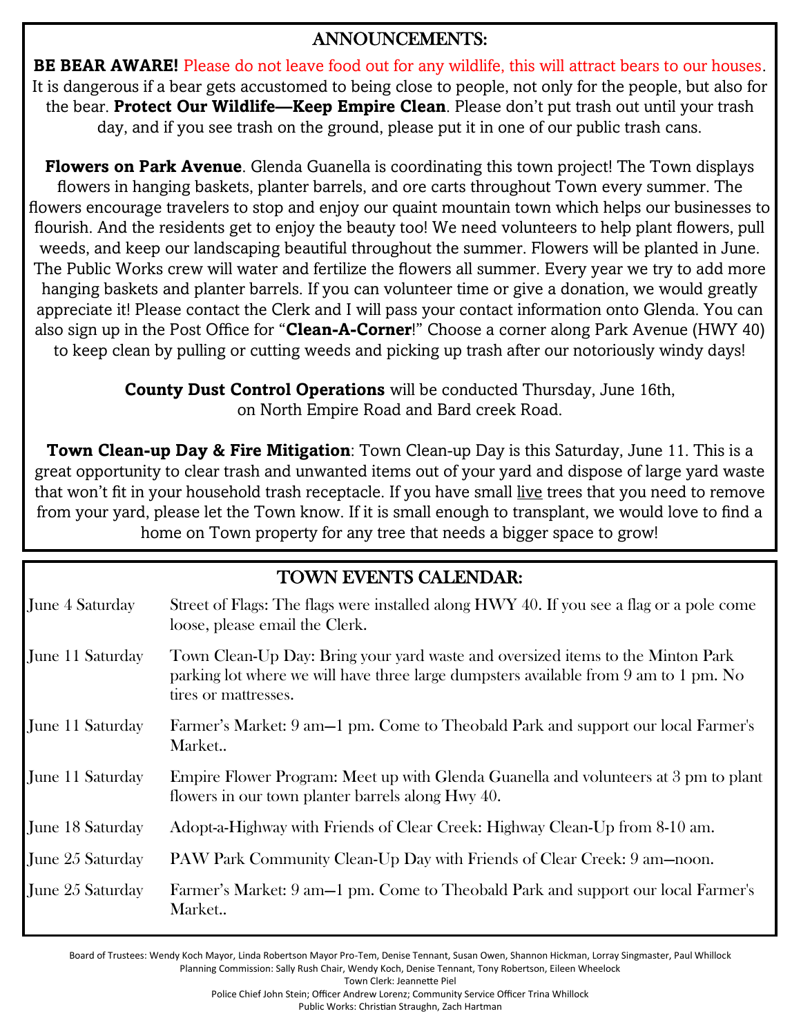## ANNOUNCEMENTS:

**BE BEAR AWARE!** Please do not leave food out for any wildlife, this will attract bears to our houses. It is dangerous if a bear gets accustomed to being close to people, not only for the people, but also for the bear. **Protect Our Wildlife—Keep Empire Clean**. Please don't put trash out until your trash day, and if you see trash on the ground, please put it in one of our public trash cans.

**Flowers on Park Avenue**. Glenda Guanella is coordinating this town project! The Town displays flowers in hanging baskets, planter barrels, and ore carts throughout Town every summer. The flowers encourage travelers to stop and enjoy our quaint mountain town which helps our businesses to flourish. And the residents get to enjoy the beauty too! We need volunteers to help plant flowers, pull weeds, and keep our landscaping beautiful throughout the summer. Flowers will be planted in June. The Public Works crew will water and fertilize the flowers all summer. Every year we try to add more hanging baskets and planter barrels. If you can volunteer time or give a donation, we would greatly appreciate it! Please contact the Clerk and I will pass your contact information onto Glenda. You can also sign up in the Post Office for "**Clean-A-Corner**!" Choose a corner along Park Avenue (HWY 40) to keep clean by pulling or cutting weeds and picking up trash after our notoriously windy days!

**County Dust Control Operations** will be conducted Thursday, June 16th, on North Empire Road and Bard creek Road.

**Town Clean-up Day & Fire Mitigation**: Town Clean-up Day is this Saturday, June 11. This is a great opportunity to clear trash and unwanted items out of your yard and dispose of large yard waste that won't fit in your household trash receptacle. If you have small live trees that you need to remove from your yard, please let the Town know. If it is small enough to transplant, we would love to find a home on Town property for any tree that needs a bigger space to grow!

## TOWN EVENTS CALENDAR:

| | |
|---|---|
| June 4 Saturday | Street of Flags: The flags were installed along HWY 40. If you see a flag or a pole come loose, please email the Clerk. |
| June 11 Saturday | Town Clean-Up Day: Bring your yard waste and oversized items to the Minton Park parking lot where we will have three large dumpsters available from 9 am to 1 pm. No tires or mattresses. |
| June 11 Saturday | Farmer's Market: 9 am—1 pm. Come to Theobald Park and support our local Farmer's Market.. |
| June 11 Saturday | Empire Flower Program: Meet up with Glenda Guanella and volunteers at 3 pm to plant flowers in our town planter barrels along Hwy 40. |
| June 18 Saturday | Adopt-a-Highway with Friends of Clear Creek: Highway Clean-Up from 8-10 am. |
| June 25 Saturday | PAW Park Community Clean-Up Day with Friends of Clear Creek: 9 am—noon. |
| June 25 Saturday | Farmer's Market: 9 am—1 pm. Come to Theobald Park and support our local Farmer's Market.. |

Board of Trustees: Wendy Koch Mayor, Linda Robertson Mayor Pro-Tem, Denise Tennant, Susan Owen, Shannon Hickman, Lorray Singmaster, Paul Whillock
Planning Commission: Sally Rush Chair, Wendy Koch, Denise Tennant, Tony Robertson, Eileen Wheelock
Town Clerk: Jeannette Piel
Police Chief John Stein; Officer Andrew Lorenz; Community Service Officer Trina Whillock
Public Works: Christian Straughn, Zach Hartman